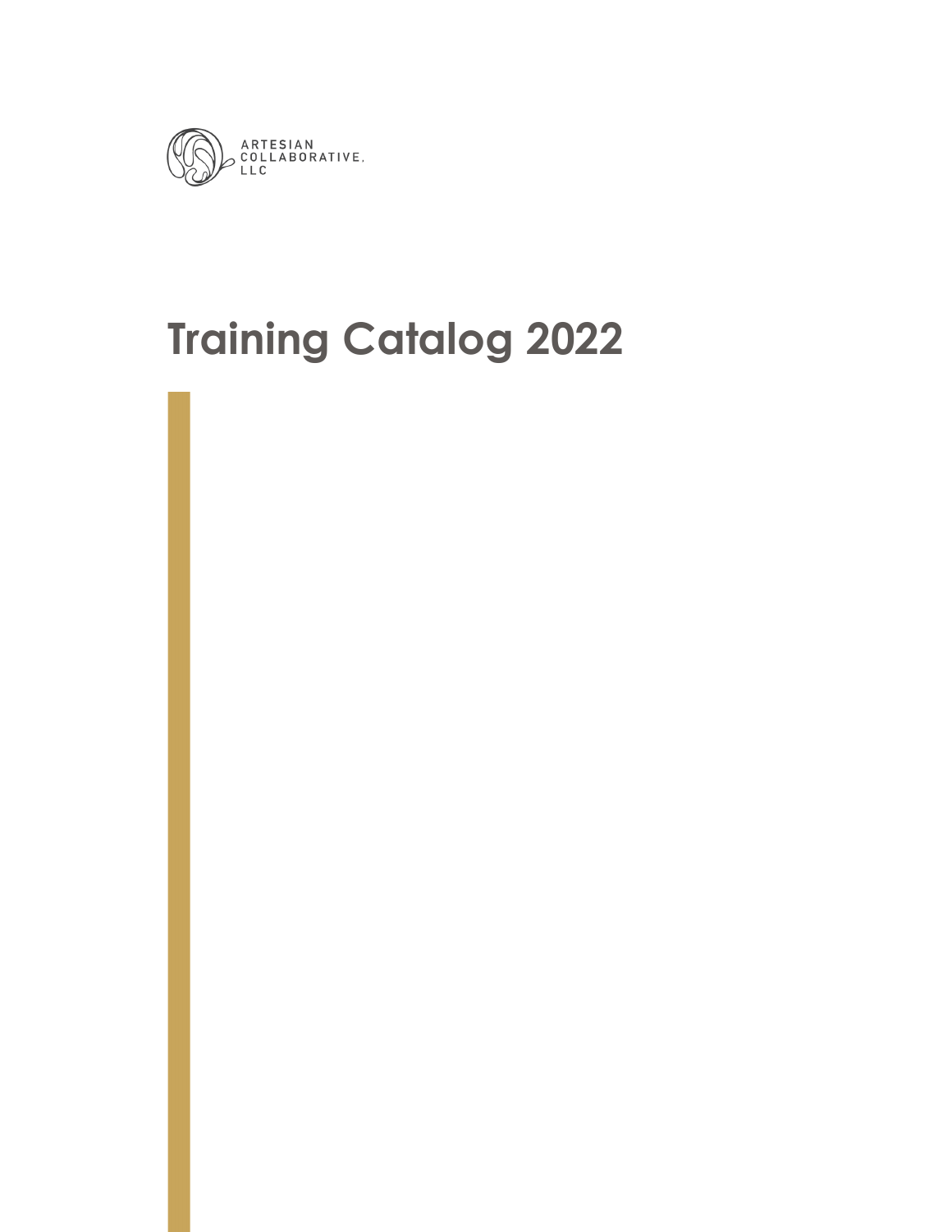ARTESIAN COLLABORATIVE, LLC

# Training Catalog 2022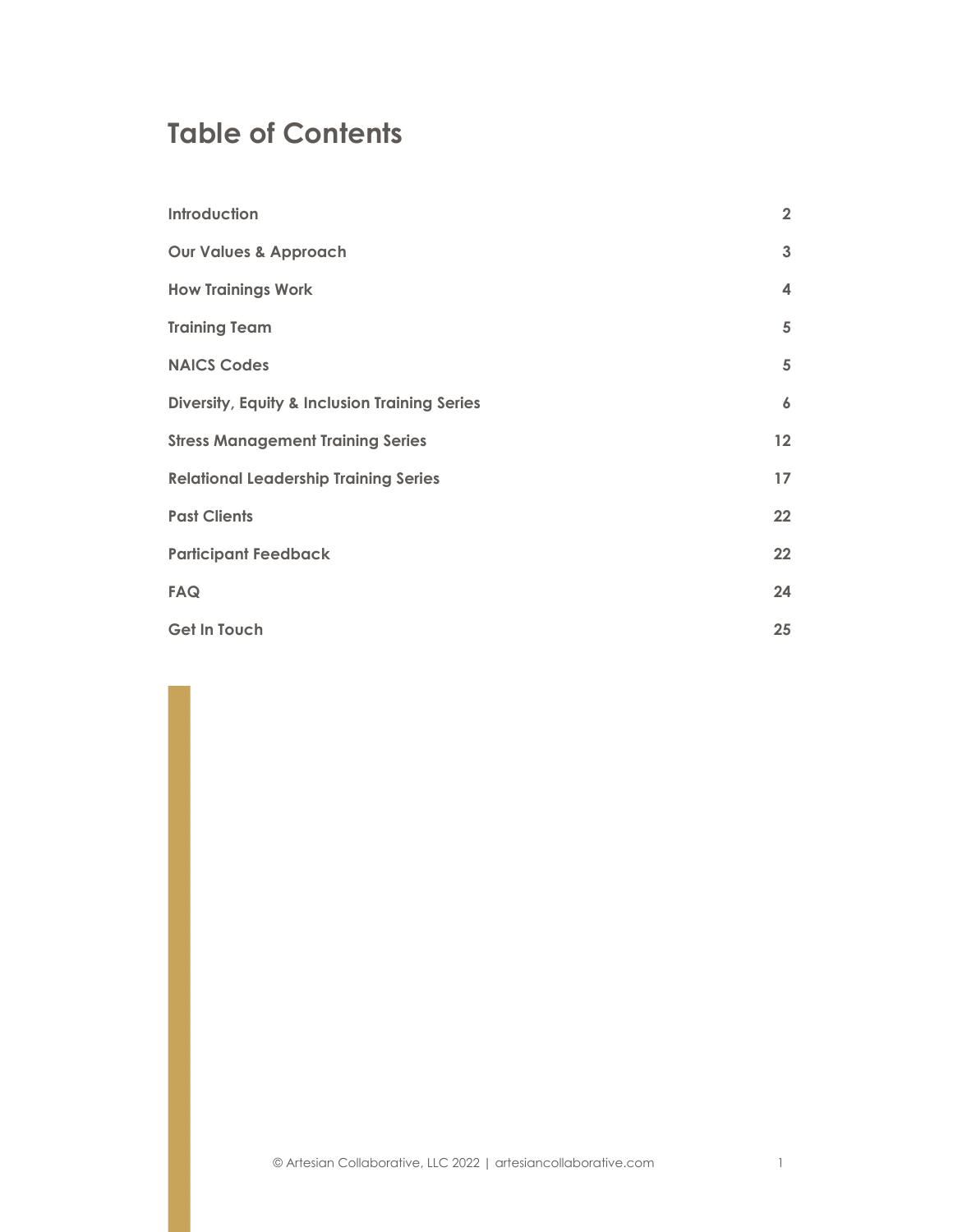# Table of Contents

| | |
|---|---|
| **Introduction** | **2** |
| **Our Values & Approach** | **3** |
| **How Trainings Work** | **4** |
| **Training Team** | **5** |
| **NAICS Codes** | **5** |
| **Diversity, Equity & Inclusion Training Series** | **6** |
| **Stress Management Training Series** | **12** |
| **Relational Leadership Training Series** | **17** |
| **Past Clients** | **22** |
| **Participant Feedback** | **22** |
| **FAQ** | **24** |
| **Get In Touch** | **25** |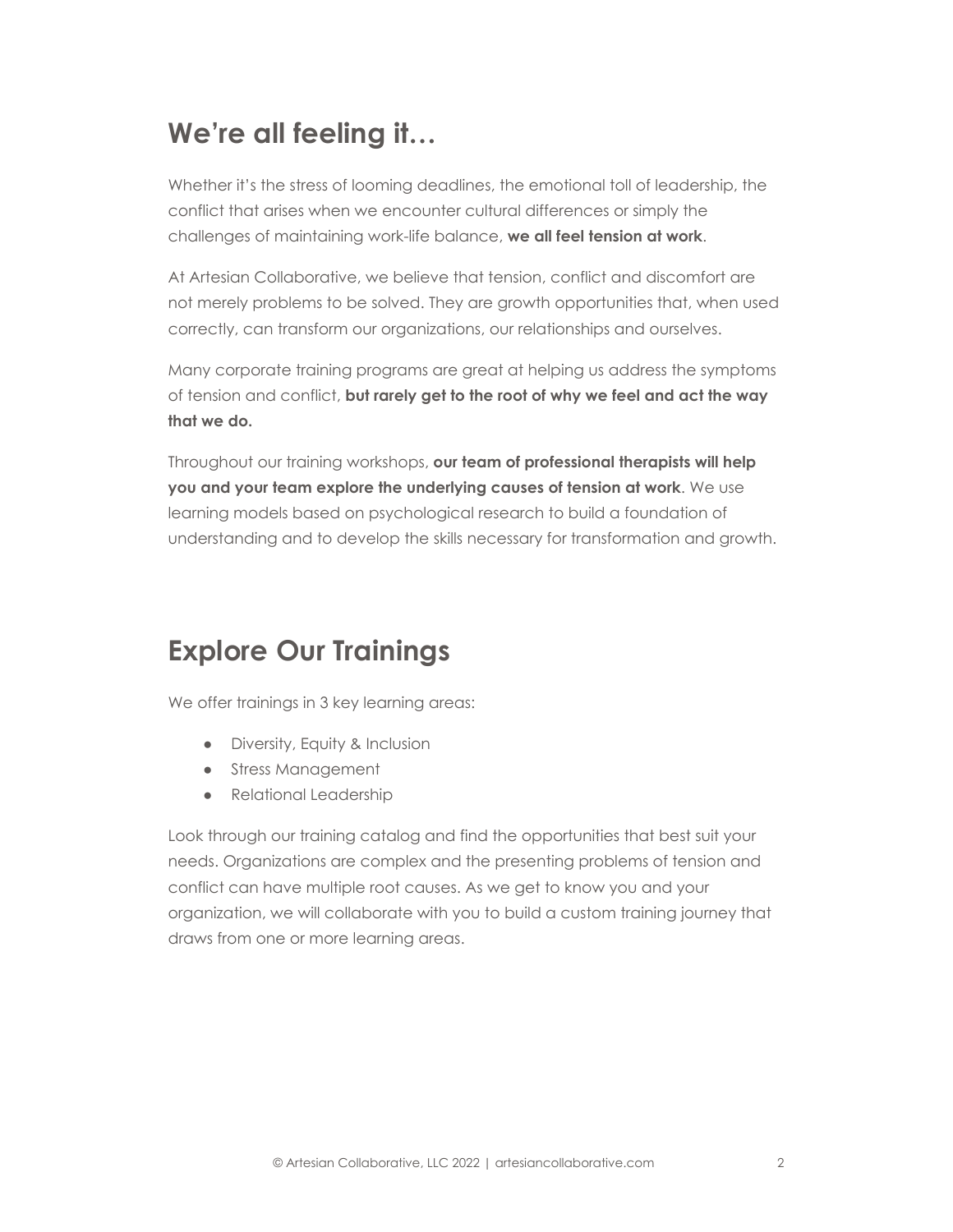## We're all feeling it…

Whether it's the stress of looming deadlines, the emotional toll of leadership, the conflict that arises when we encounter cultural differences or simply the challenges of maintaining work-life balance, **we all feel tension at work**.

At Artesian Collaborative, we believe that tension, conflict and discomfort are not merely problems to be solved. They are growth opportunities that, when used correctly, can transform our organizations, our relationships and ourselves.

Many corporate training programs are great at helping us address the symptoms of tension and conflict, **but rarely get to the root of why we feel and act the way that we do.**

Throughout our training workshops, **our team of professional therapists will help you and your team explore the underlying causes of tension at work**. We use learning models based on psychological research to build a foundation of understanding and to develop the skills necessary for transformation and growth.

## Explore Our Trainings

We offer trainings in 3 key learning areas:

- Diversity, Equity & Inclusion
- Stress Management
- Relational Leadership

Look through our training catalog and find the opportunities that best suit your needs. Organizations are complex and the presenting problems of tension and conflict can have multiple root causes. As we get to know you and your organization, we will collaborate with you to build a custom training journey that draws from one or more learning areas.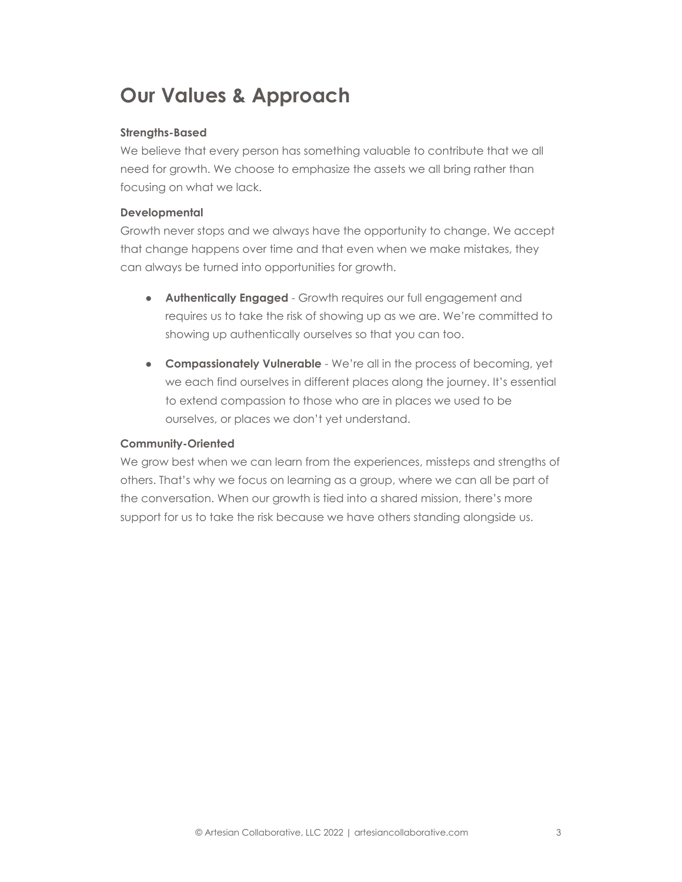# Our Values & Approach

**Strengths-Based**

We believe that every person has something valuable to contribute that we all need for growth. We choose to emphasize the assets we all bring rather than focusing on what we lack.

**Developmental**

Growth never stops and we always have the opportunity to change. We accept that change happens over time and that even when we make mistakes, they can always be turned into opportunities for growth.

- **Authentically Engaged** - Growth requires our full engagement and requires us to take the risk of showing up as we are. We're committed to showing up authentically ourselves so that you can too.
- **Compassionately Vulnerable** - We're all in the process of becoming, yet we each find ourselves in different places along the journey. It's essential to extend compassion to those who are in places we used to be ourselves, or places we don't yet understand.

**Community-Oriented**

We grow best when we can learn from the experiences, missteps and strengths of others. That's why we focus on learning as a group, where we can all be part of the conversation. When our growth is tied into a shared mission, there's more support for us to take the risk because we have others standing alongside us.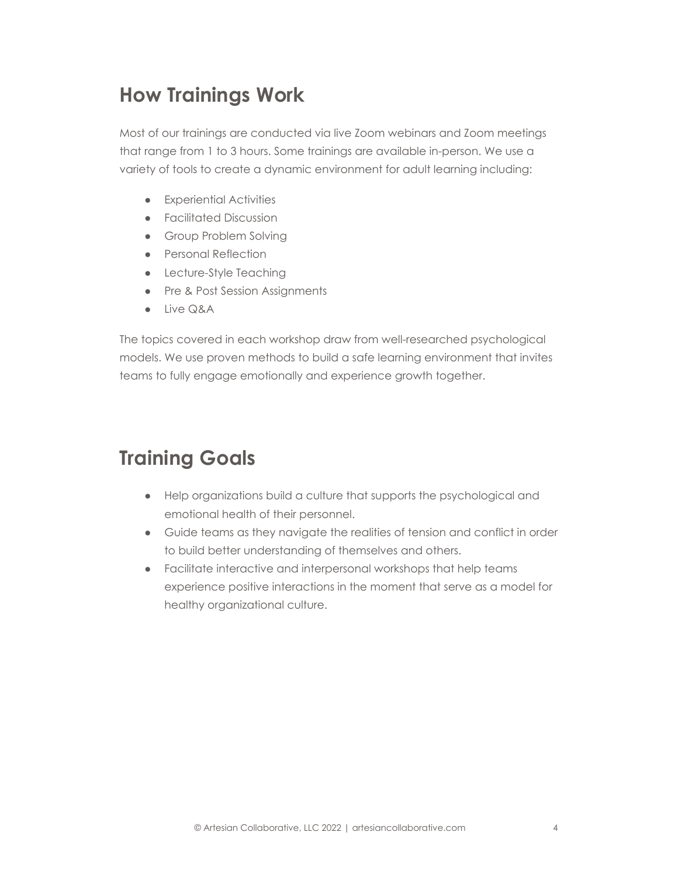## How Trainings Work

Most of our trainings are conducted via live Zoom webinars and Zoom meetings that range from 1 to 3 hours. Some trainings are available in-person. We use a variety of tools to create a dynamic environment for adult learning including:

- Experiential Activities
- Facilitated Discussion
- Group Problem Solving
- Personal Reflection
- Lecture-Style Teaching
- Pre & Post Session Assignments
- Live Q&A

The topics covered in each workshop draw from well-researched psychological models. We use proven methods to build a safe learning environment that invites teams to fully engage emotionally and experience growth together.

## Training Goals

- Help organizations build a culture that supports the psychological and emotional health of their personnel.
- Guide teams as they navigate the realities of tension and conflict in order to build better understanding of themselves and others.
- Facilitate interactive and interpersonal workshops that help teams experience positive interactions in the moment that serve as a model for healthy organizational culture.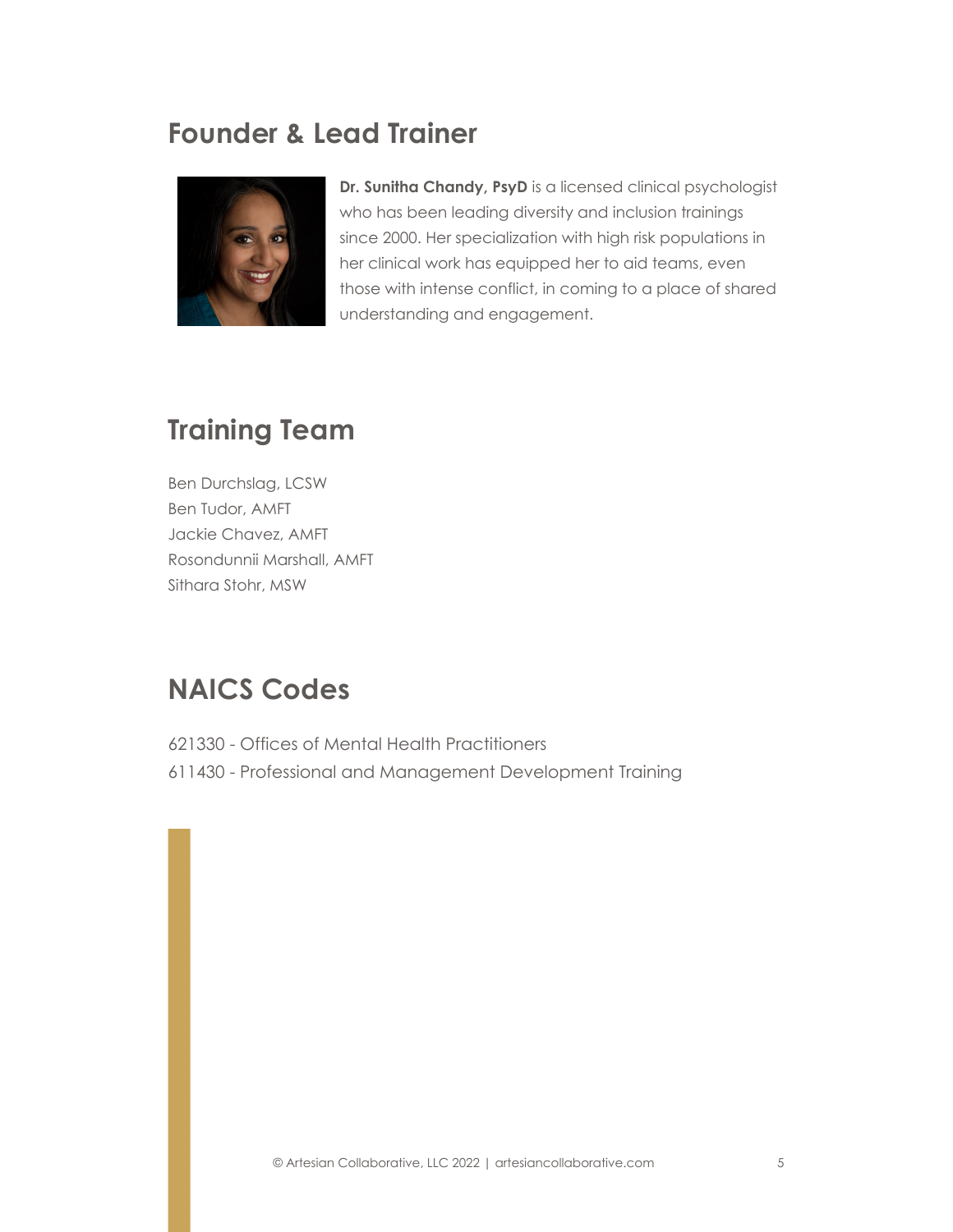## Founder & Lead Trainer

**Dr. Sunitha Chandy, PsyD** is a licensed clinical psychologist who has been leading diversity and inclusion trainings since 2000. Her specialization with high risk populations in her clinical work has equipped her to aid teams, even those with intense conflict, in coming to a place of shared understanding and engagement.

## Training Team

Ben Durchslag, LCSW
Ben Tudor, AMFT
Jackie Chavez, AMFT
Rosondunnii Marshall, AMFT
Sithara Stohr, MSW

## NAICS Codes

621330 - Offices of Mental Health Practitioners
611430 - Professional and Management Development Training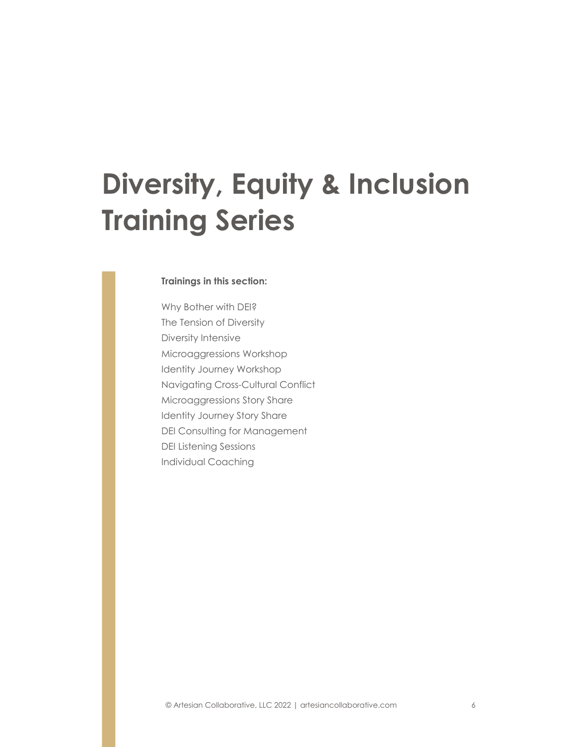# Diversity, Equity & Inclusion Training Series

**Trainings in this section:**

Why Bother with DEI?
The Tension of Diversity
Diversity Intensive
Microaggressions Workshop
Identity Journey Workshop
Navigating Cross-Cultural Conflict
Microaggressions Story Share
Identity Journey Story Share
DEI Consulting for Management
DEI Listening Sessions
Individual Coaching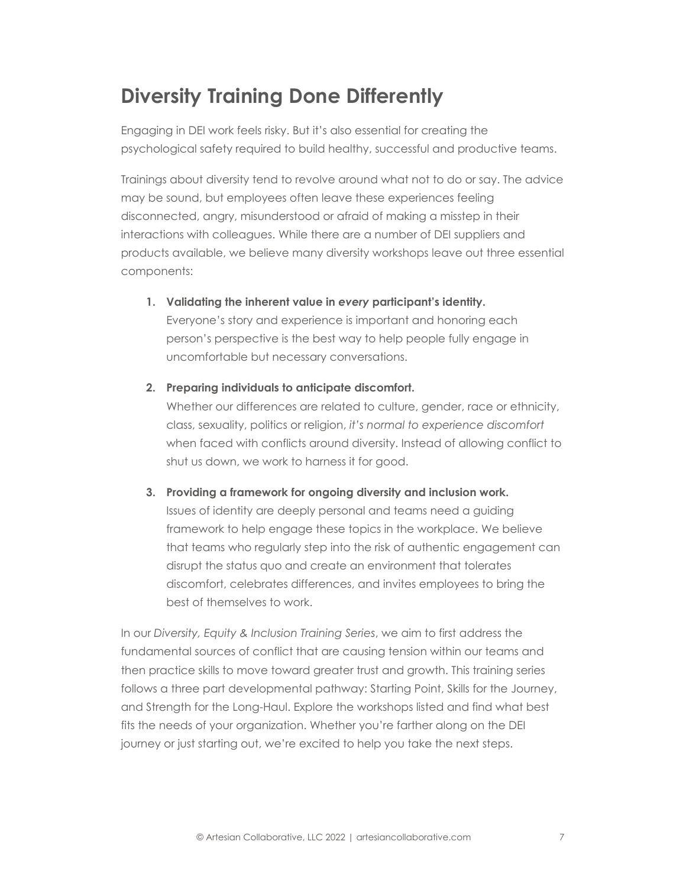# Diversity Training Done Differently

Engaging in DEI work feels risky. But it's also essential for creating the psychological safety required to build healthy, successful and productive teams.

Trainings about diversity tend to revolve around what not to do or say. The advice may be sound, but employees often leave these experiences feeling disconnected, angry, misunderstood or afraid of making a misstep in their interactions with colleagues. While there are a number of DEI suppliers and products available, we believe many diversity workshops leave out three essential components:

1. **Validating the inherent value in *every* participant's identity.**
   Everyone's story and experience is important and honoring each person's perspective is the best way to help people fully engage in uncomfortable but necessary conversations.

2. **Preparing individuals to anticipate discomfort.**
   Whether our differences are related to culture, gender, race or ethnicity, class, sexuality, politics or religion, *it's normal to experience discomfort* when faced with conflicts around diversity. Instead of allowing conflict to shut us down, we work to harness it for good.

3. **Providing a framework for ongoing diversity and inclusion work.**
   Issues of identity are deeply personal and teams need a guiding framework to help engage these topics in the workplace. We believe that teams who regularly step into the risk of authentic engagement can disrupt the status quo and create an environment that tolerates discomfort, celebrates differences, and invites employees to bring the best of themselves to work.

In our *Diversity, Equity & Inclusion Training Series*, we aim to first address the fundamental sources of conflict that are causing tension within our teams and then practice skills to move toward greater trust and growth. This training series follows a three part developmental pathway: Starting Point, Skills for the Journey, and Strength for the Long-Haul. Explore the workshops listed and find what best fits the needs of your organization. Whether you're farther along on the DEI journey or just starting out, we're excited to help you take the next steps.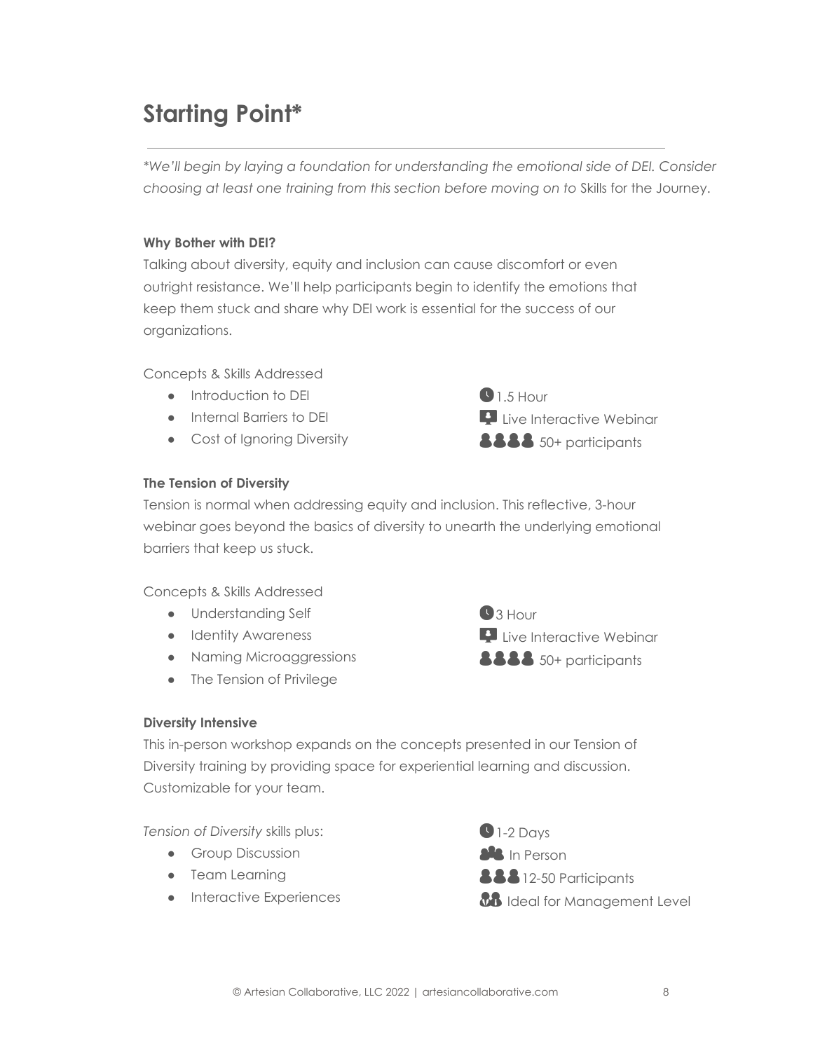# Starting Point*

*\*We'll begin by laying a foundation for understanding the emotional side of DEI. Consider choosing at least one training from this section before moving on to* Skills for the Journey.

**Why Bother with DEI?**

Talking about diversity, equity and inclusion can cause discomfort or even outright resistance. We'll help participants begin to identify the emotions that keep them stuck and share why DEI work is essential for the success of our organizations.

Concepts & Skills Addressed

- Introduction to DEI
- Internal Barriers to DEI
- Cost of Ignoring Diversity

1.5 Hour
Live Interactive Webinar
50+ participants

**The Tension of Diversity**

Tension is normal when addressing equity and inclusion. This reflective, 3-hour webinar goes beyond the basics of diversity to unearth the underlying emotional barriers that keep us stuck.

Concepts & Skills Addressed

- Understanding Self
- Identity Awareness
- Naming Microaggressions
- The Tension of Privilege

3 Hour
Live Interactive Webinar
50+ participants

**Diversity Intensive**

This in-person workshop expands on the concepts presented in our Tension of Diversity training by providing space for experiential learning and discussion. Customizable for your team.

*Tension of Diversity* skills plus:

- Group Discussion
- Team Learning
- Interactive Experiences

1-2 Days
In Person
12-50 Participants
Ideal for Management Level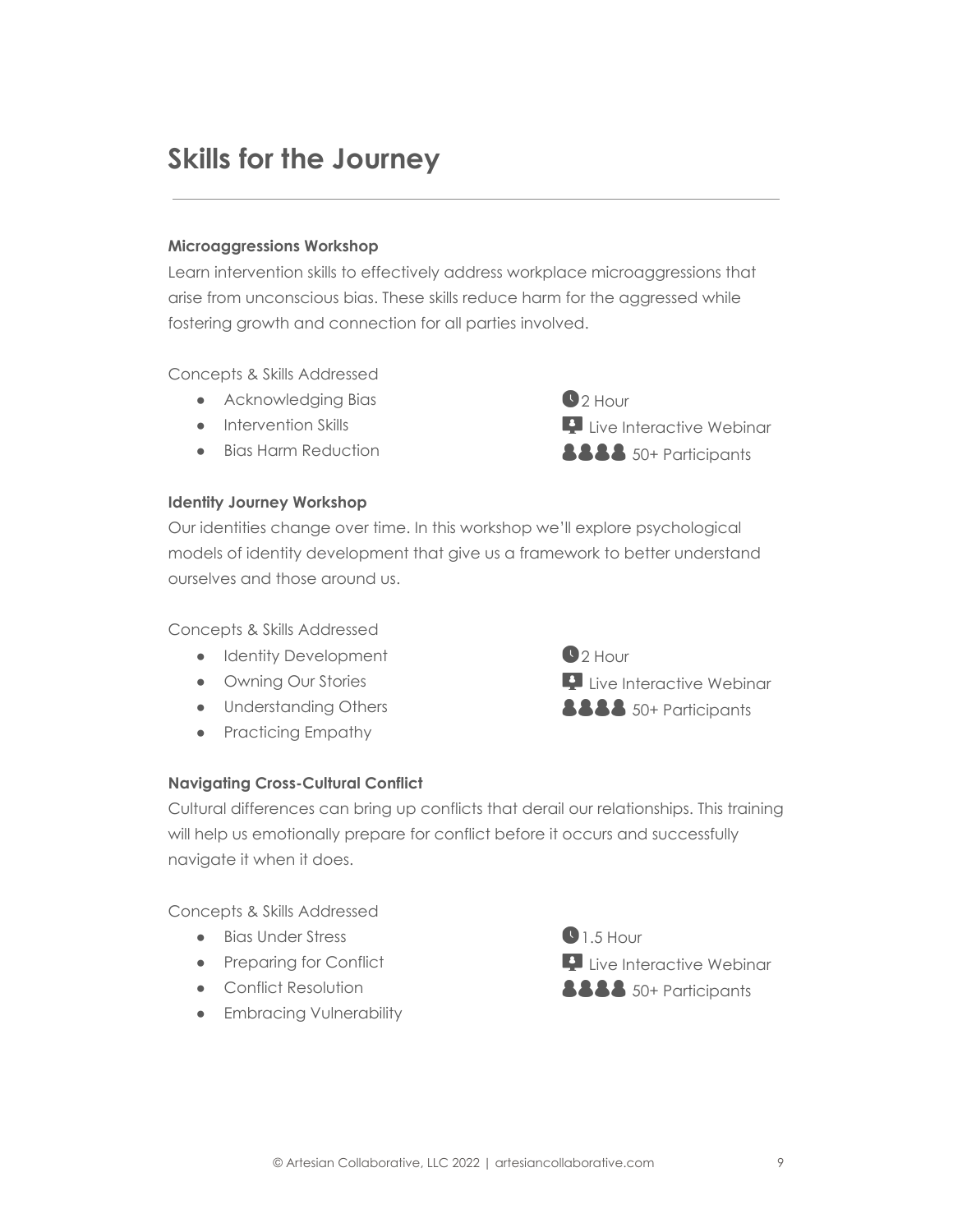# Skills for the Journey

---

**Microaggressions Workshop**

Learn intervention skills to effectively address workplace microaggressions that arise from unconscious bias. These skills reduce harm for the aggressed while fostering growth and connection for all parties involved.

Concepts & Skills Addressed

- Acknowledging Bias
- Intervention Skills
- Bias Harm Reduction

2 Hour
Live Interactive Webinar
50+ Participants

**Identity Journey Workshop**

Our identities change over time. In this workshop we'll explore psychological models of identity development that give us a framework to better understand ourselves and those around us.

Concepts & Skills Addressed

- Identity Development
- Owning Our Stories
- Understanding Others
- Practicing Empathy

2 Hour
Live Interactive Webinar
50+ Participants

**Navigating Cross-Cultural Conflict**

Cultural differences can bring up conflicts that derail our relationships. This training will help us emotionally prepare for conflict before it occurs and successfully navigate it when it does.

Concepts & Skills Addressed

- Bias Under Stress
- Preparing for Conflict
- Conflict Resolution
- Embracing Vulnerability

1.5 Hour
Live Interactive Webinar
50+ Participants

© Artesian Collaborative, LLC 2022 | artesiancollaborative.com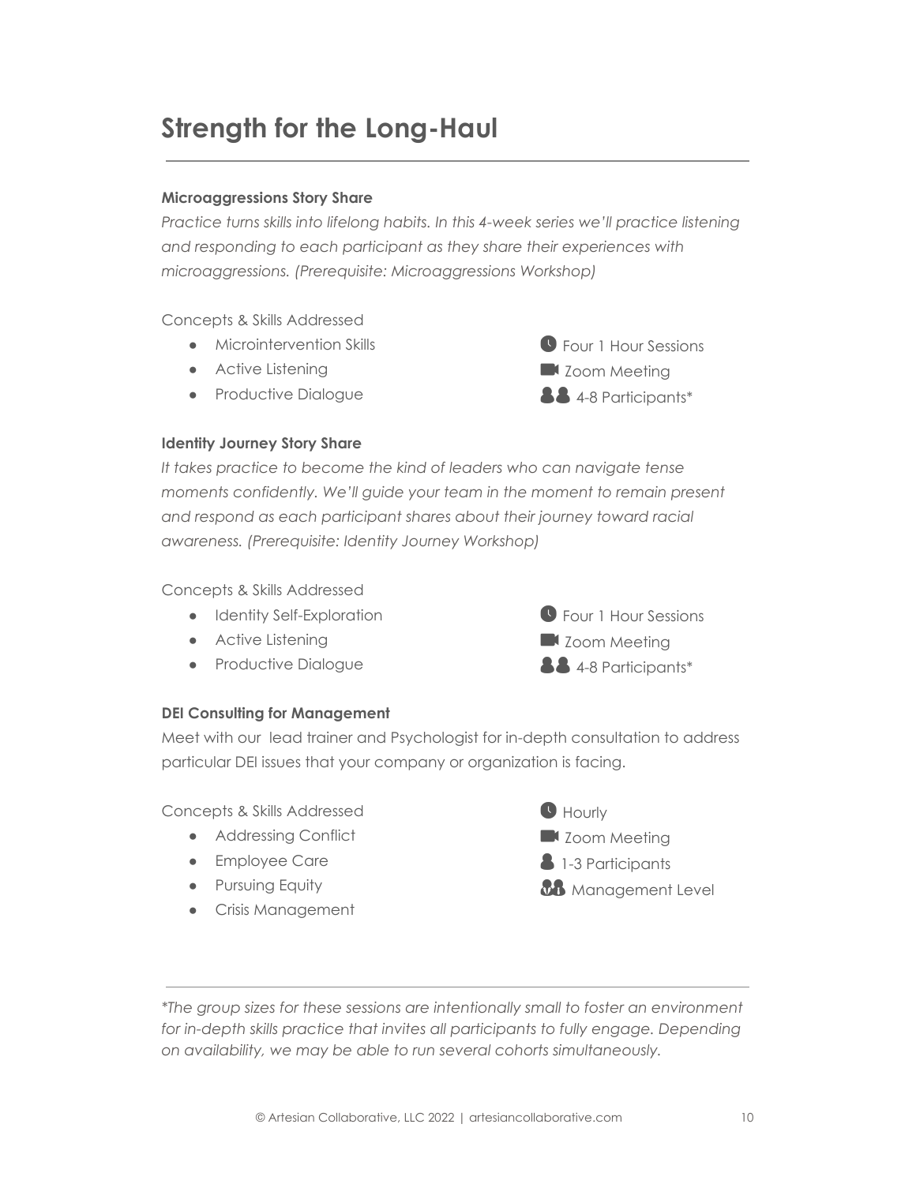# Strength for the Long-Haul

**Microaggressions Story Share**

*Practice turns skills into lifelong habits. In this 4-week series we'll practice listening and responding to each participant as they share their experiences with microaggressions. (Prerequisite: Microaggressions Workshop)*

Concepts & Skills Addressed

- Microintervention Skills
- Active Listening
- Productive Dialogue

Four 1 Hour Sessions
Zoom Meeting
4-8 Participants*

**Identity Journey Story Share**

*It takes practice to become the kind of leaders who can navigate tense moments confidently. We'll guide your team in the moment to remain present and respond as each participant shares about their journey toward racial awareness. (Prerequisite: Identity Journey Workshop)*

Concepts & Skills Addressed

- Identity Self-Exploration
- Active Listening
- Productive Dialogue

Four 1 Hour Sessions
Zoom Meeting
4-8 Participants*

**DEI Consulting for Management**

Meet with our lead trainer and Psychologist for in-depth consultation to address particular DEI issues that your company or organization is facing.

Concepts & Skills Addressed

- Addressing Conflict
- Employee Care
- Pursuing Equity
- Crisis Management

Hourly
Zoom Meeting
1-3 Participants
Management Level

---

*\*The group sizes for these sessions are intentionally small to foster an environment for in-depth skills practice that invites all participants to fully engage. Depending on availability, we may be able to run several cohorts simultaneously.*

© Artesian Collaborative, LLC 2022 | artesiancollaborative.com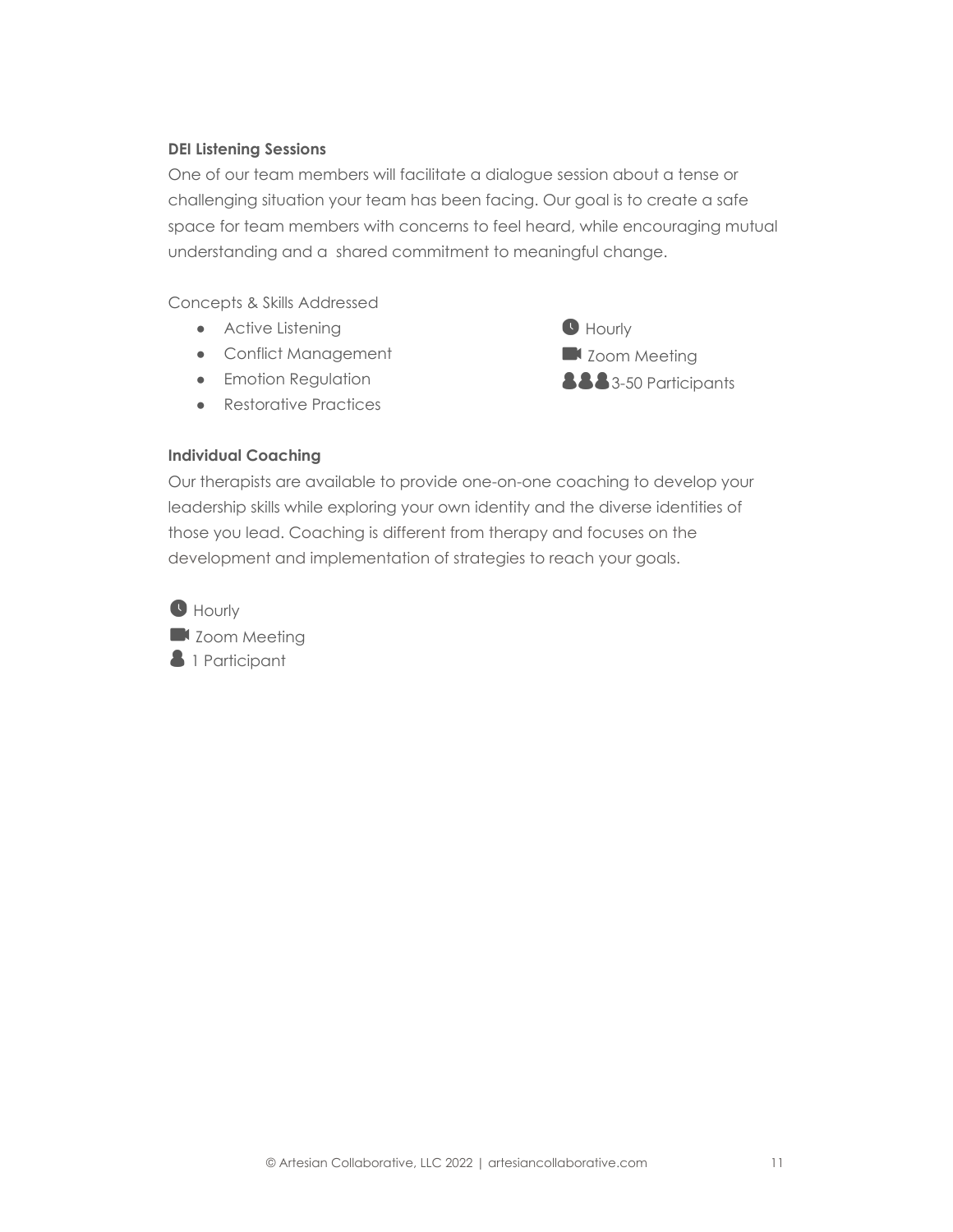**DEI Listening Sessions**

One of our team members will facilitate a dialogue session about a tense or challenging situation your team has been facing. Our goal is to create a safe space for team members with concerns to feel heard, while encouraging mutual understanding and a shared commitment to meaningful change.

Concepts & Skills Addressed

- Active Listening
- Conflict Management
- Emotion Regulation
- Restorative Practices

Hourly

Zoom Meeting

3-50 Participants

**Individual Coaching**

Our therapists are available to provide one-on-one coaching to develop your leadership skills while exploring your own identity and the diverse identities of those you lead. Coaching is different from therapy and focuses on the development and implementation of strategies to reach your goals.

Hourly

Zoom Meeting

1 Participant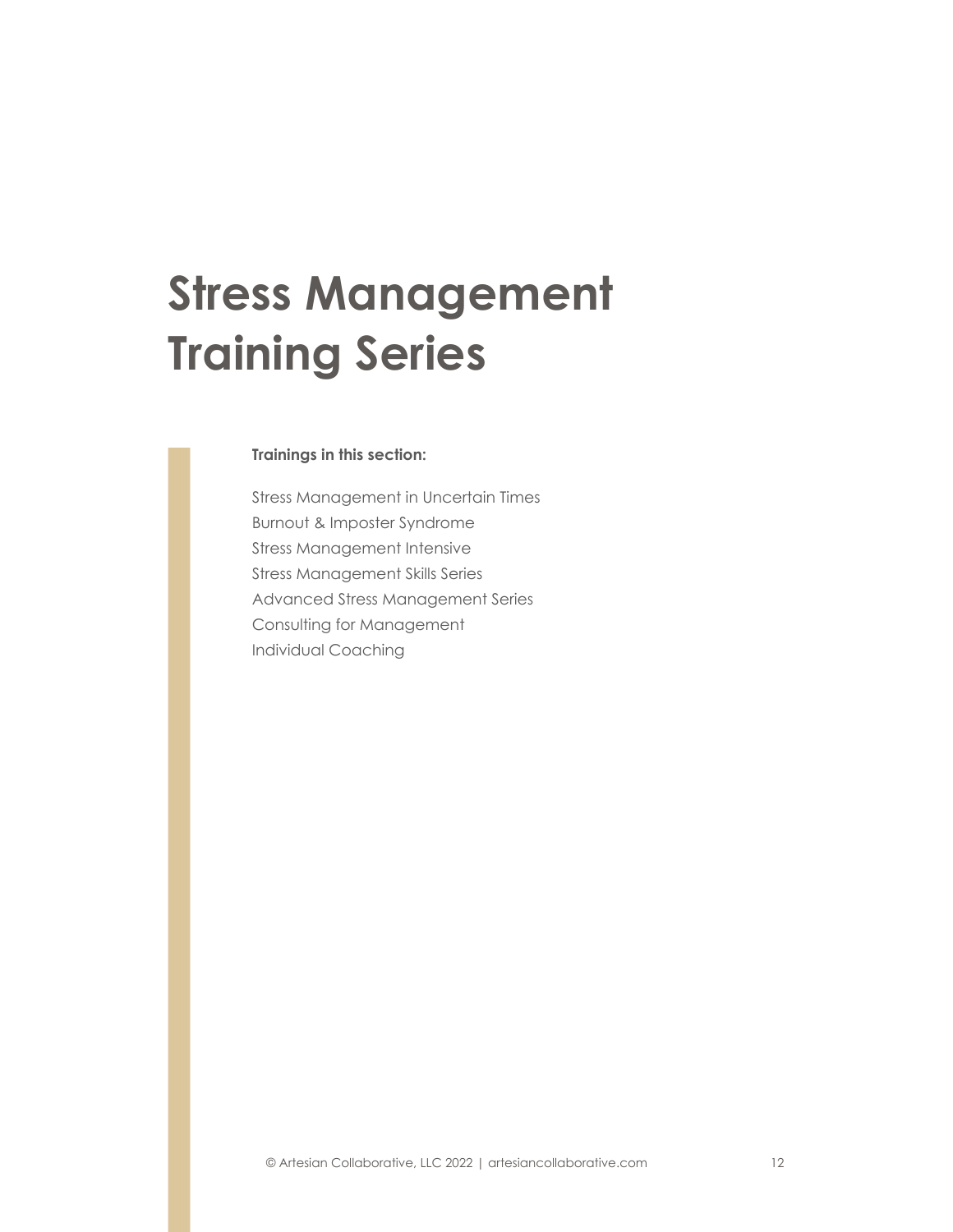# Stress Management Training Series

**Trainings in this section:**

Stress Management in Uncertain Times
Burnout & Imposter Syndrome
Stress Management Intensive
Stress Management Skills Series
Advanced Stress Management Series
Consulting for Management
Individual Coaching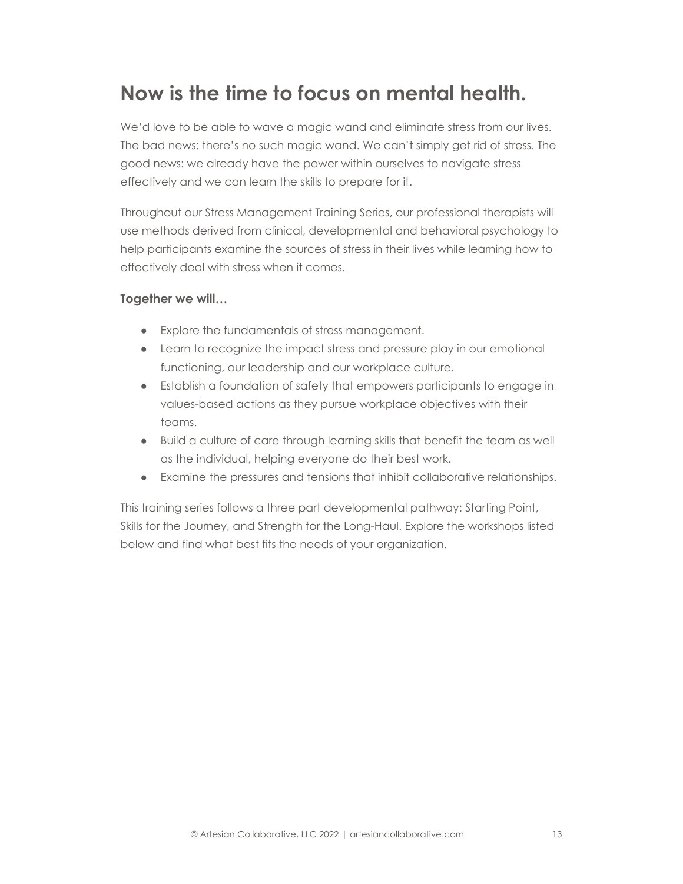# Now is the time to focus on mental health.

We'd love to be able to wave a magic wand and eliminate stress from our lives. The bad news: there's no such magic wand. We can't simply get rid of stress. The good news: we already have the power within ourselves to navigate stress effectively and we can learn the skills to prepare for it.

Throughout our Stress Management Training Series, our professional therapists will use methods derived from clinical, developmental and behavioral psychology to help participants examine the sources of stress in their lives while learning how to effectively deal with stress when it comes.

**Together we will…**

- Explore the fundamentals of stress management.
- Learn to recognize the impact stress and pressure play in our emotional functioning, our leadership and our workplace culture.
- Establish a foundation of safety that empowers participants to engage in values-based actions as they pursue workplace objectives with their teams.
- Build a culture of care through learning skills that benefit the team as well as the individual, helping everyone do their best work.
- Examine the pressures and tensions that inhibit collaborative relationships.

This training series follows a three part developmental pathway: Starting Point, Skills for the Journey, and Strength for the Long-Haul. Explore the workshops listed below and find what best fits the needs of your organization.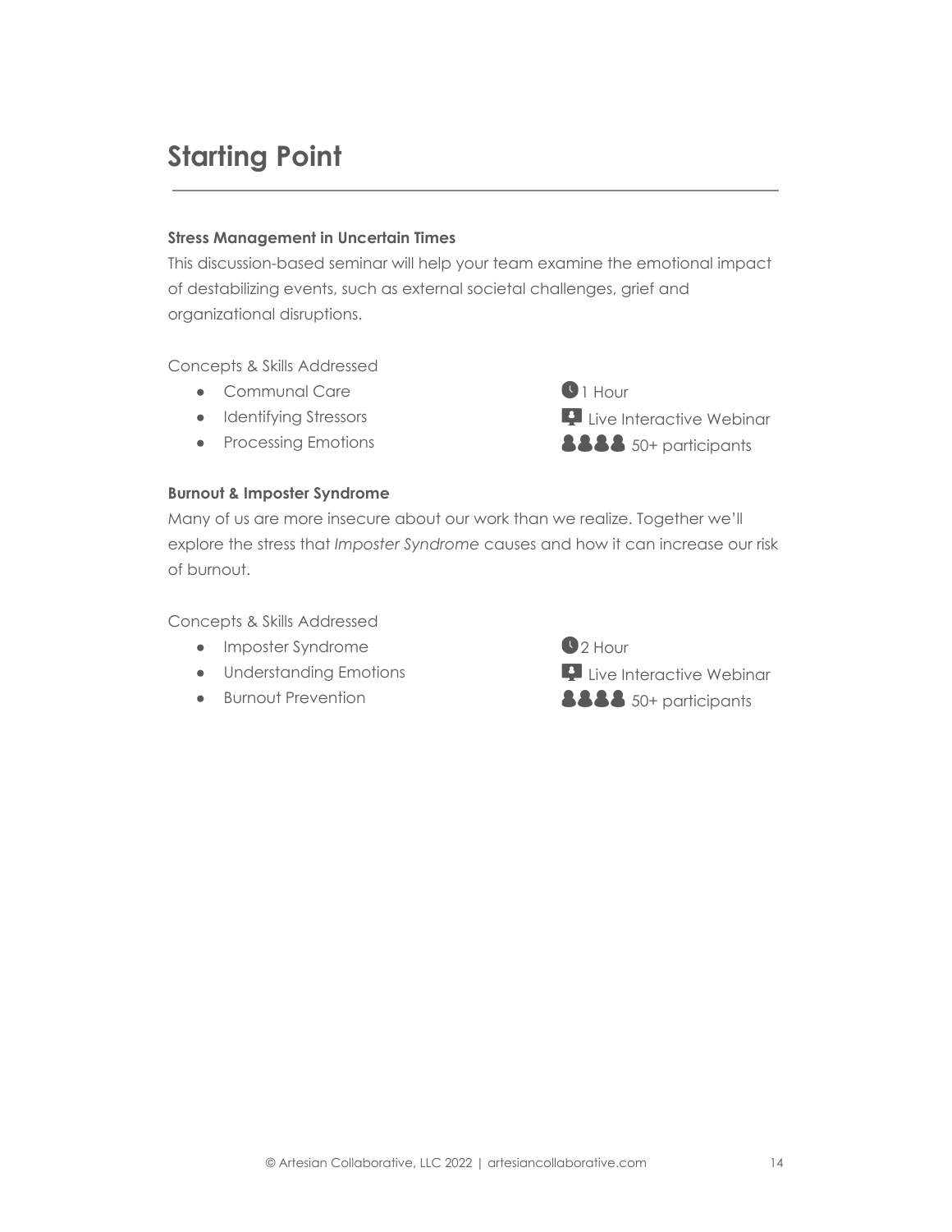# Starting Point

**Stress Management in Uncertain Times**

This discussion-based seminar will help your team examine the emotional impact of destabilizing events, such as external societal challenges, grief and organizational disruptions.

Concepts & Skills Addressed

- Communal Care
- Identifying Stressors
- Processing Emotions

1 Hour
Live Interactive Webinar
50+ participants

**Burnout & Imposter Syndrome**

Many of us are more insecure about our work than we realize. Together we'll explore the stress that *Imposter Syndrome* causes and how it can increase our risk of burnout.

Concepts & Skills Addressed

- Imposter Syndrome
- Understanding Emotions
- Burnout Prevention

2 Hour
Live Interactive Webinar
50+ participants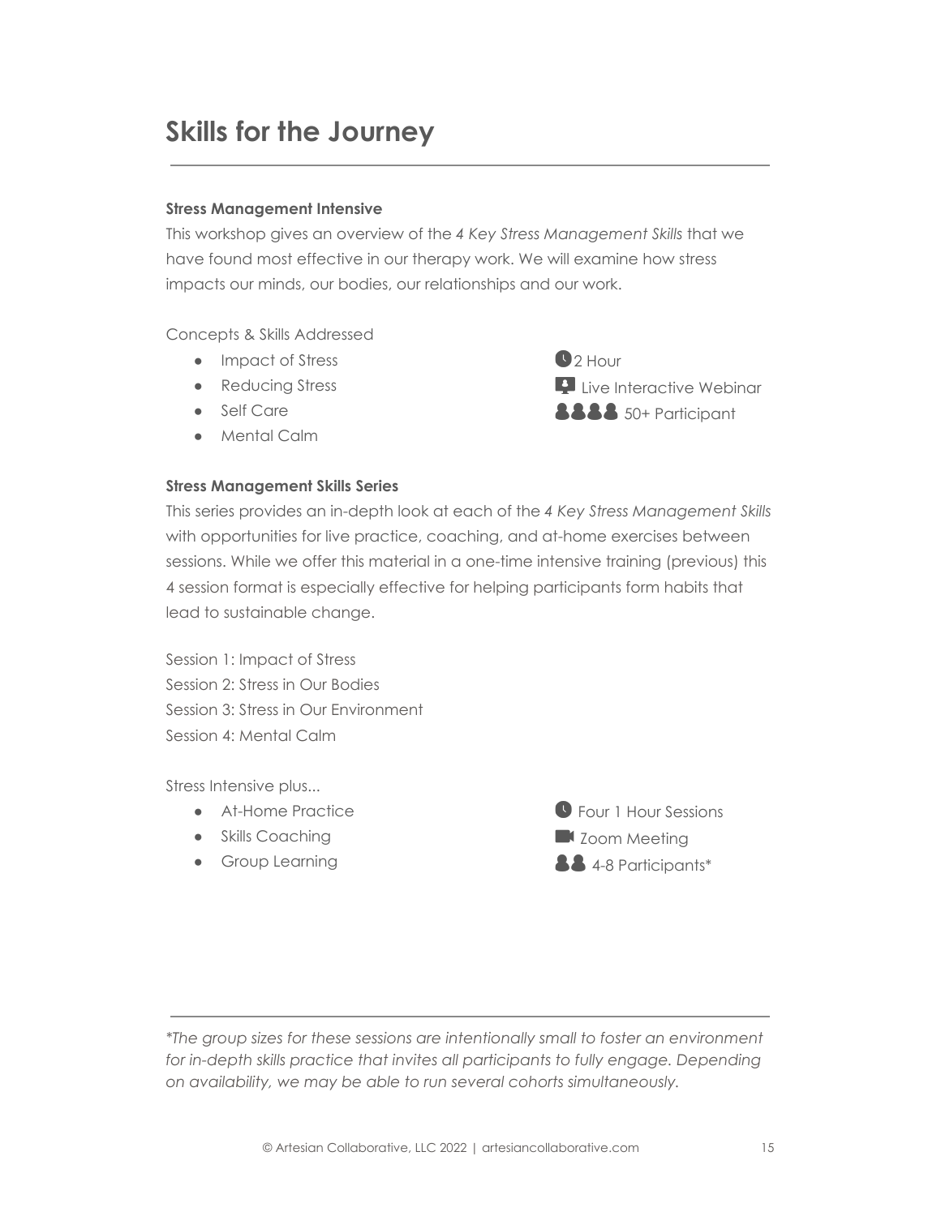# Skills for the Journey

**Stress Management Intensive**

This workshop gives an overview of the *4 Key Stress Management Skills* that we have found most effective in our therapy work. We will examine how stress impacts our minds, our bodies, our relationships and our work.

Concepts & Skills Addressed

- Impact of Stress
- Reducing Stress
- Self Care
- Mental Calm

2 Hour
Live Interactive Webinar
50+ Participant

**Stress Management Skills Series**

This series provides an in-depth look at each of the *4 Key Stress Management Skills* with opportunities for live practice, coaching, and at-home exercises between sessions. While we offer this material in a one-time intensive training (previous) this 4 session format is especially effective for helping participants form habits that lead to sustainable change.

Session 1: Impact of Stress
Session 2: Stress in Our Bodies
Session 3: Stress in Our Environment
Session 4: Mental Calm

Stress Intensive plus...

- At-Home Practice
- Skills Coaching
- Group Learning

Four 1 Hour Sessions
Zoom Meeting
4-8 Participants*

---

*\*The group sizes for these sessions are intentionally small to foster an environment for in-depth skills practice that invites all participants to fully engage. Depending on availability, we may be able to run several cohorts simultaneously.*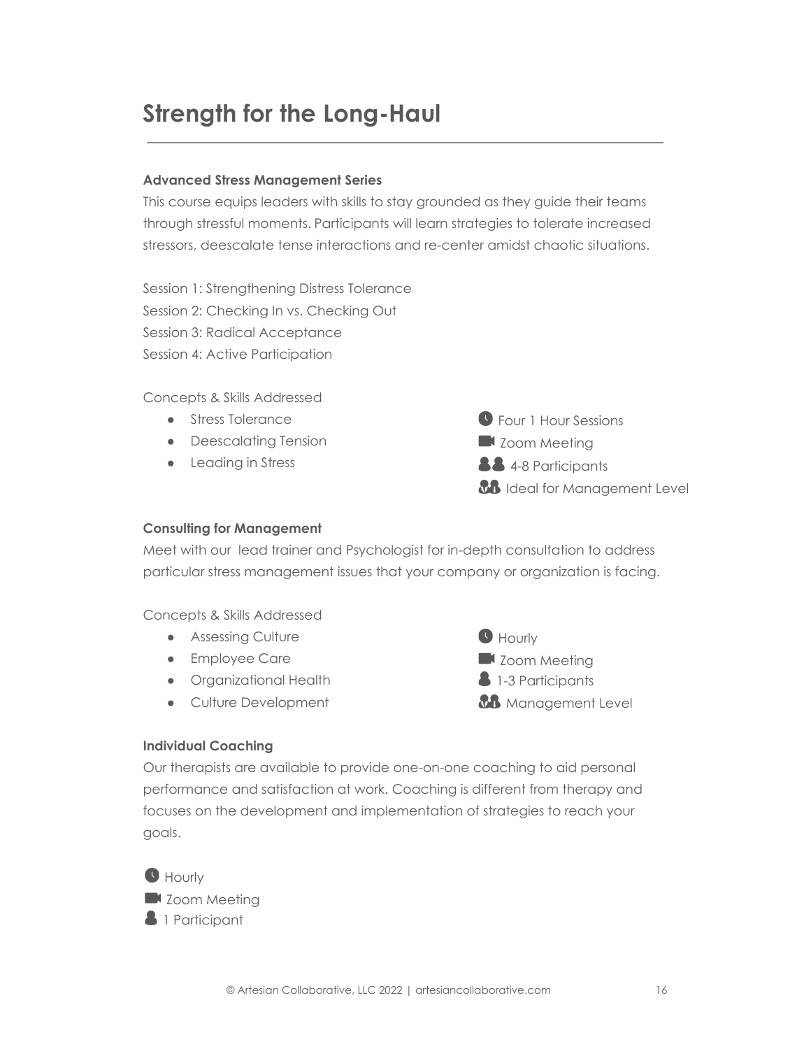# Strength for the Long-Haul

---

### Advanced Stress Management Series

This course equips leaders with skills to stay grounded as they guide their teams through stressful moments. Participants will learn strategies to tolerate increased stressors, deescalate tense interactions and re-center amidst chaotic situations.

Session 1: Strengthening Distress Tolerance
Session 2: Checking In vs. Checking Out
Session 3: Radical Acceptance
Session 4: Active Participation

Concepts & Skills Addressed

- Stress Tolerance
- Deescalating Tension
- Leading in Stress

Four 1 Hour Sessions
Zoom Meeting
4-8 Participants
Ideal for Management Level

### Consulting for Management

Meet with our lead trainer and Psychologist for in-depth consultation to address particular stress management issues that your company or organization is facing.

Concepts & Skills Addressed

- Assessing Culture
- Employee Care
- Organizational Health
- Culture Development

Hourly
Zoom Meeting
1-3 Participants
Management Level

### Individual Coaching

Our therapists are available to provide one-on-one coaching to aid personal performance and satisfaction at work. Coaching is different from therapy and focuses on the development and implementation of strategies to reach your goals.

Hourly
Zoom Meeting
1 Participant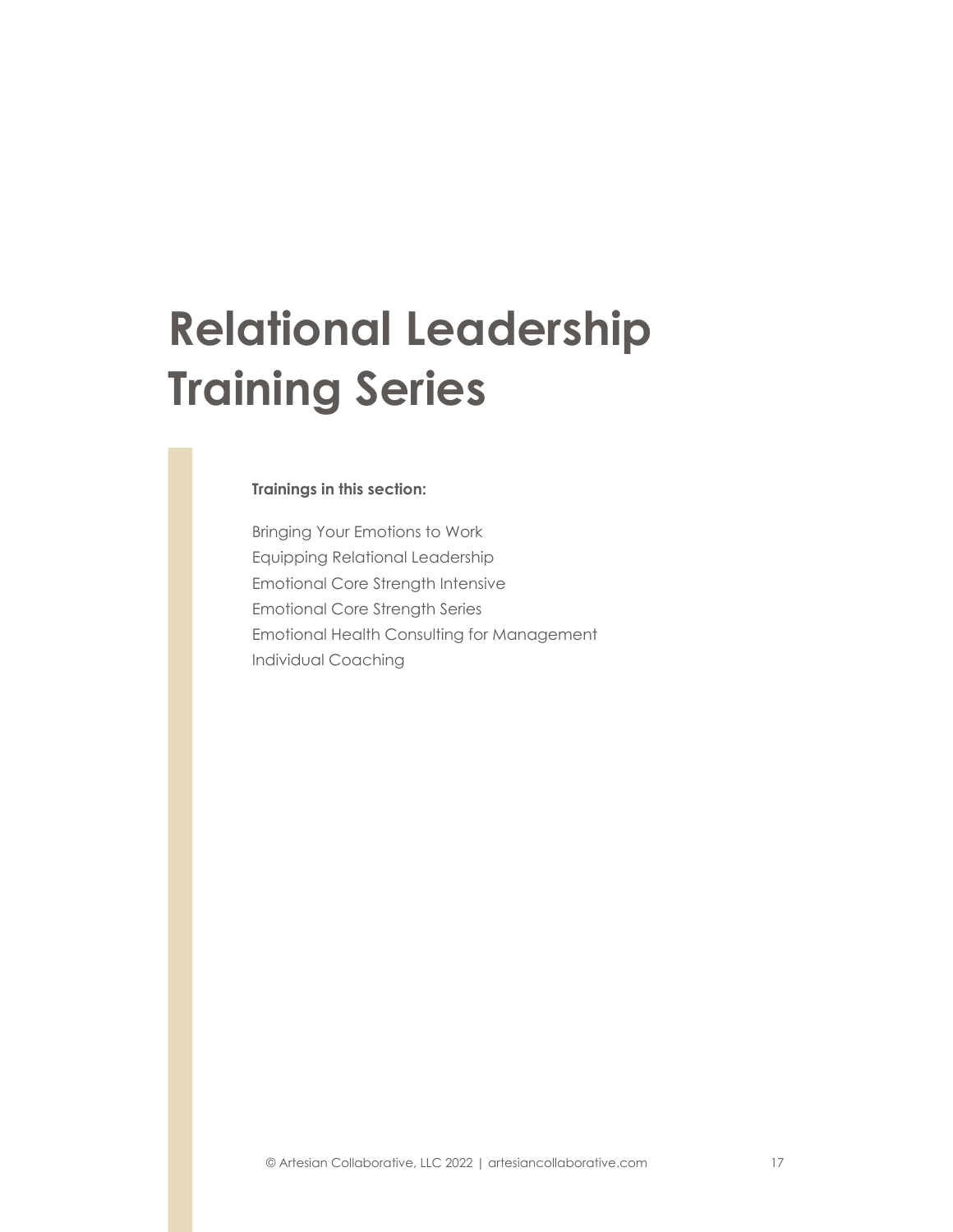# Relational Leadership Training Series

**Trainings in this section:**

Bringing Your Emotions to Work
Equipping Relational Leadership
Emotional Core Strength Intensive
Emotional Core Strength Series
Emotional Health Consulting for Management
Individual Coaching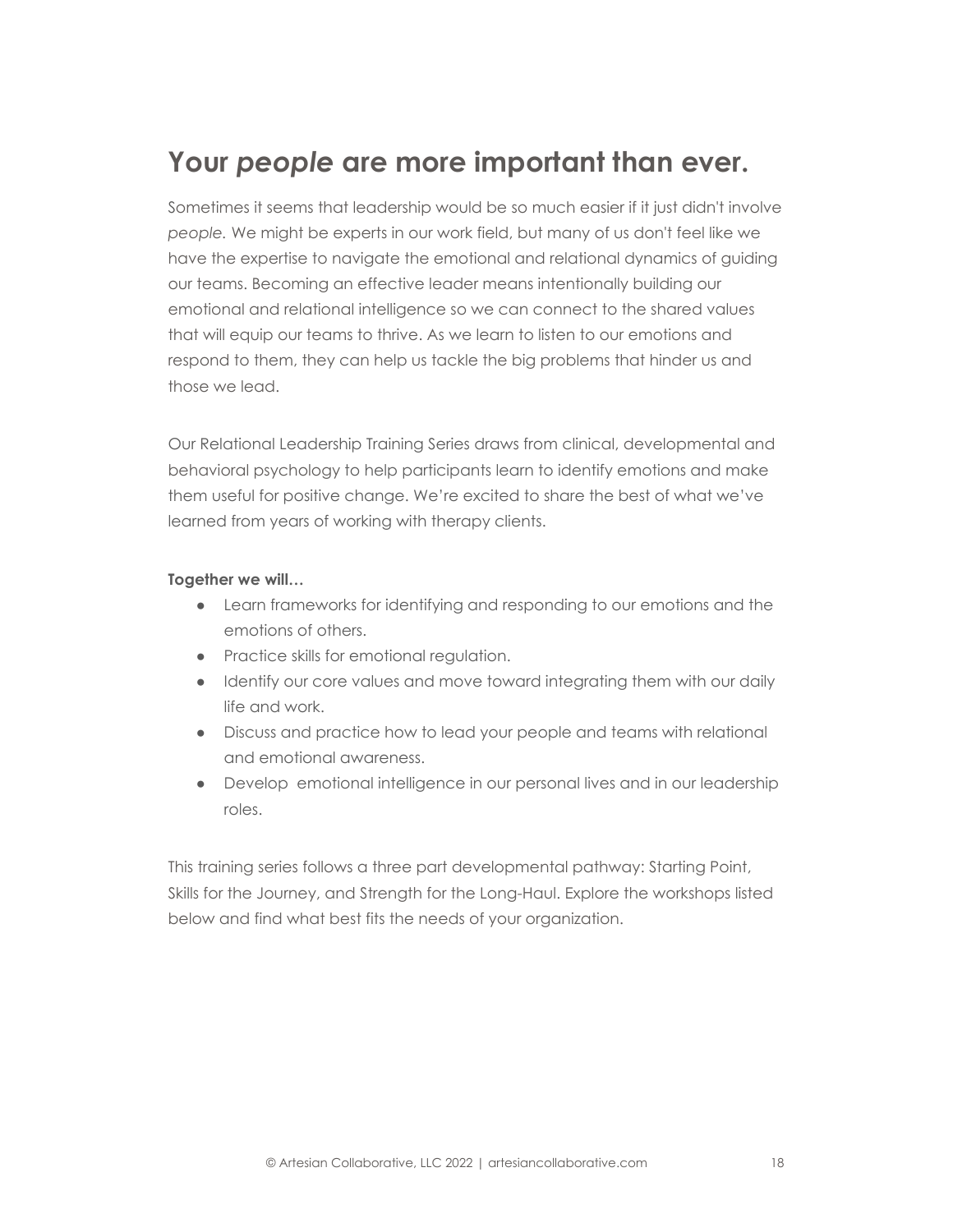## Your *people* are more important than ever.

Sometimes it seems that leadership would be so much easier if it just didn't involve *people.* We might be experts in our work field, but many of us don't feel like we have the expertise to navigate the emotional and relational dynamics of guiding our teams. Becoming an effective leader means intentionally building our emotional and relational intelligence so we can connect to the shared values that will equip our teams to thrive. As we learn to listen to our emotions and respond to them, they can help us tackle the big problems that hinder us and those we lead.

Our Relational Leadership Training Series draws from clinical, developmental and behavioral psychology to help participants learn to identify emotions and make them useful for positive change. We're excited to share the best of what we've learned from years of working with therapy clients.

**Together we will…**

- Learn frameworks for identifying and responding to our emotions and the emotions of others.
- Practice skills for emotional regulation.
- Identify our core values and move toward integrating them with our daily life and work.
- Discuss and practice how to lead your people and teams with relational and emotional awareness.
- Develop emotional intelligence in our personal lives and in our leadership roles.

This training series follows a three part developmental pathway: Starting Point, Skills for the Journey, and Strength for the Long-Haul. Explore the workshops listed below and find what best fits the needs of your organization.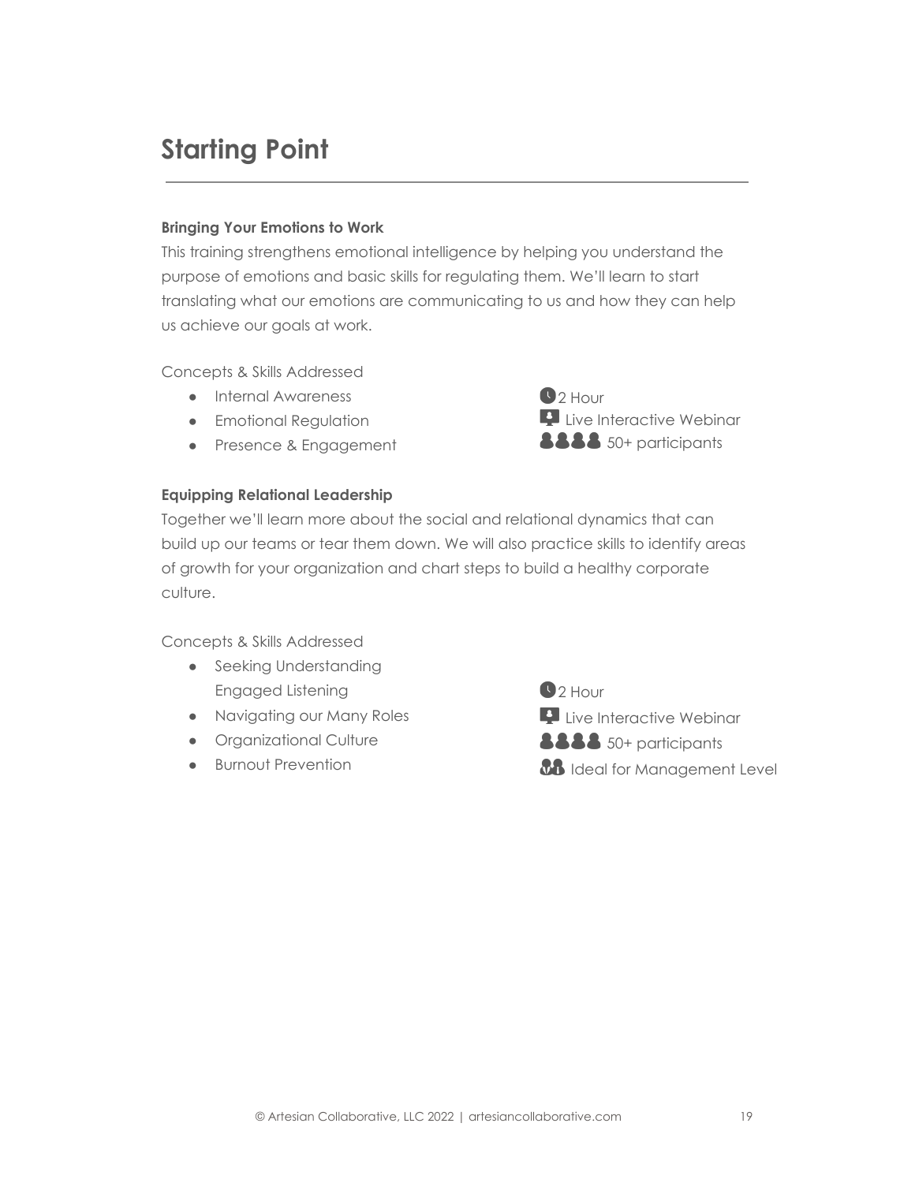# Starting Point

**Bringing Your Emotions to Work**

This training strengthens emotional intelligence by helping you understand the purpose of emotions and basic skills for regulating them. We'll learn to start translating what our emotions are communicating to us and how they can help us achieve our goals at work.

Concepts & Skills Addressed

- Internal Awareness
- Emotional Regulation
- Presence & Engagement

2 Hour
Live Interactive Webinar
50+ participants

**Equipping Relational Leadership**

Together we'll learn more about the social and relational dynamics that can build up our teams or tear them down. We will also practice skills to identify areas of growth for your organization and chart steps to build a healthy corporate culture.

Concepts & Skills Addressed

- Seeking Understanding
  Engaged Listening
- Navigating our Many Roles
- Organizational Culture
- Burnout Prevention

2 Hour
Live Interactive Webinar
50+ participants
Ideal for Management Level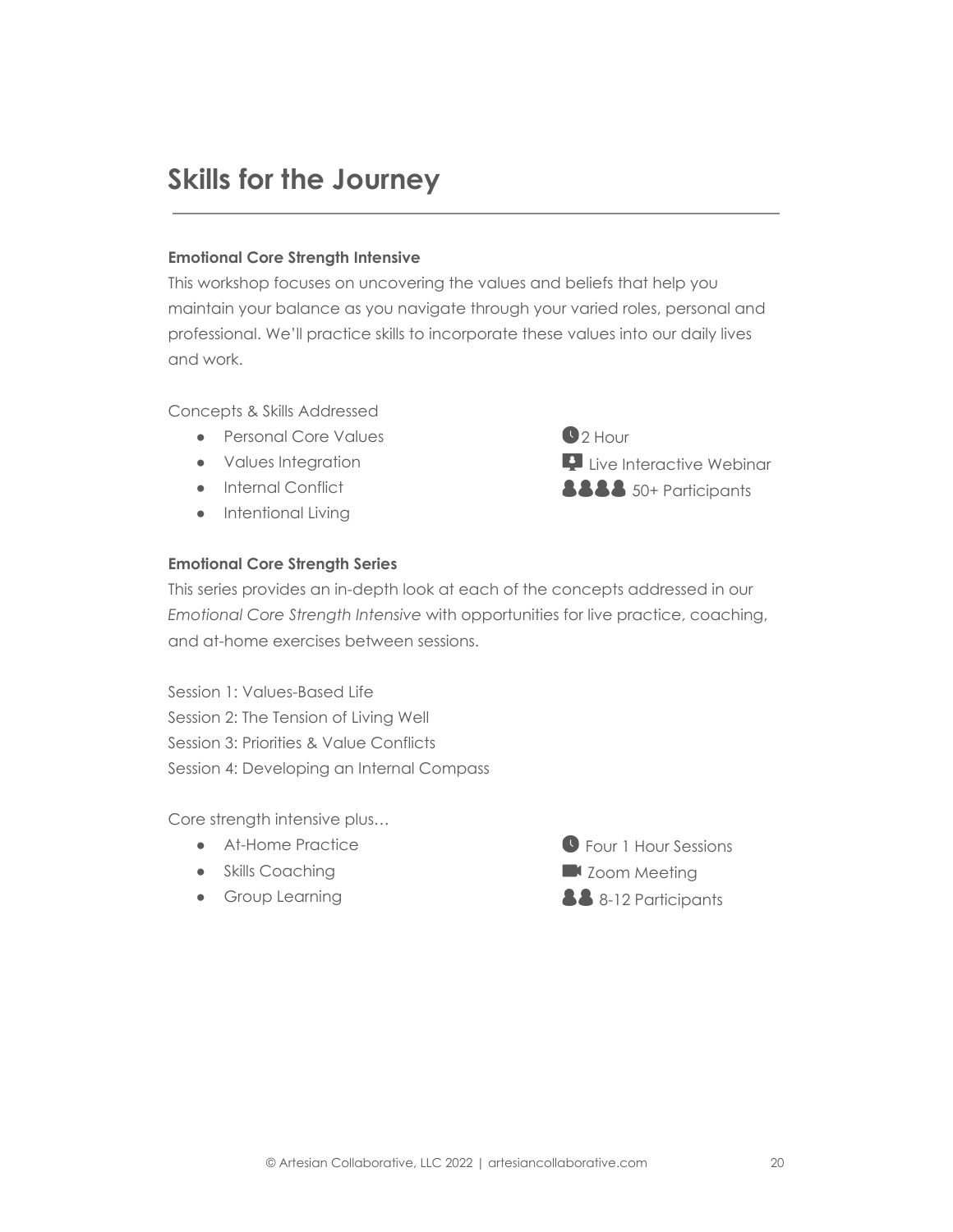# Skills for the Journey

**Emotional Core Strength Intensive**

This workshop focuses on uncovering the values and beliefs that help you maintain your balance as you navigate through your varied roles, personal and professional. We'll practice skills to incorporate these values into our daily lives and work.

Concepts & Skills Addressed

- Personal Core Values
- Values Integration
- Internal Conflict
- Intentional Living

2 Hour
Live Interactive Webinar
50+ Participants

**Emotional Core Strength Series**

This series provides an in-depth look at each of the concepts addressed in our *Emotional Core Strength Intensive* with opportunities for live practice, coaching, and at-home exercises between sessions.

Session 1: Values-Based Life
Session 2: The Tension of Living Well
Session 3: Priorities & Value Conflicts
Session 4: Developing an Internal Compass

Core strength intensive plus…

- At-Home Practice
- Skills Coaching
- Group Learning

Four 1 Hour Sessions
Zoom Meeting
8-12 Participants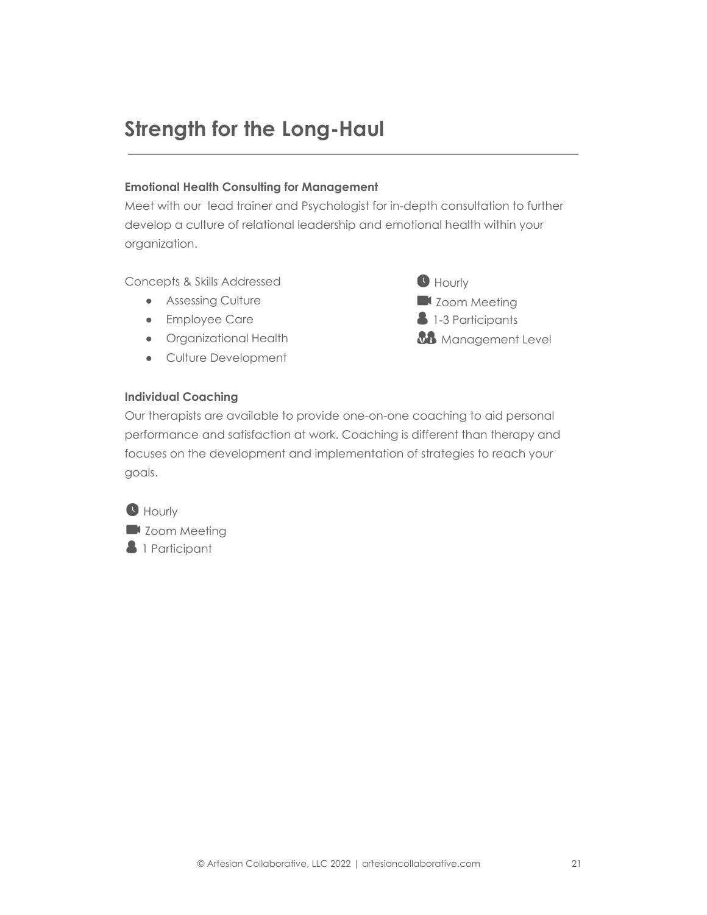# Strength for the Long-Haul

---

**Emotional Health Consulting for Management**

Meet with our lead trainer and Psychologist for in-depth consultation to further develop a culture of relational leadership and emotional health within your organization.

Concepts & Skills Addressed

- Assessing Culture
- Employee Care
- Organizational Health
- Culture Development

Hourly
Zoom Meeting
1-3 Participants
Management Level

**Individual Coaching**

Our therapists are available to provide one-on-one coaching to aid personal performance and satisfaction at work. Coaching is different than therapy and focuses on the development and implementation of strategies to reach your goals.

Hourly
Zoom Meeting
1 Participant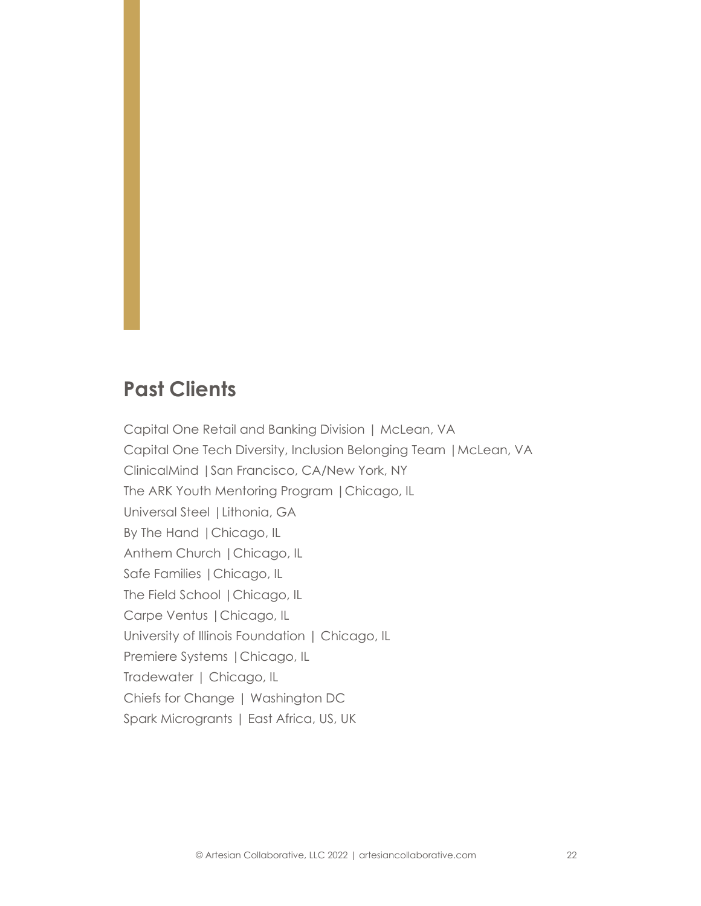## Past Clients

Capital One Retail and Banking Division | McLean, VA
Capital One Tech Diversity, Inclusion Belonging Team | McLean, VA
ClinicalMind | San Francisco, CA/New York, NY
The ARK Youth Mentoring Program | Chicago, IL
Universal Steel | Lithonia, GA
By The Hand | Chicago, IL
Anthem Church | Chicago, IL
Safe Families | Chicago, IL
The Field School | Chicago, IL
Carpe Ventus | Chicago, IL
University of Illinois Foundation | Chicago, IL
Premiere Systems | Chicago, IL
Tradewater | Chicago, IL
Chiefs for Change | Washington DC
Spark Microgrants | East Africa, US, UK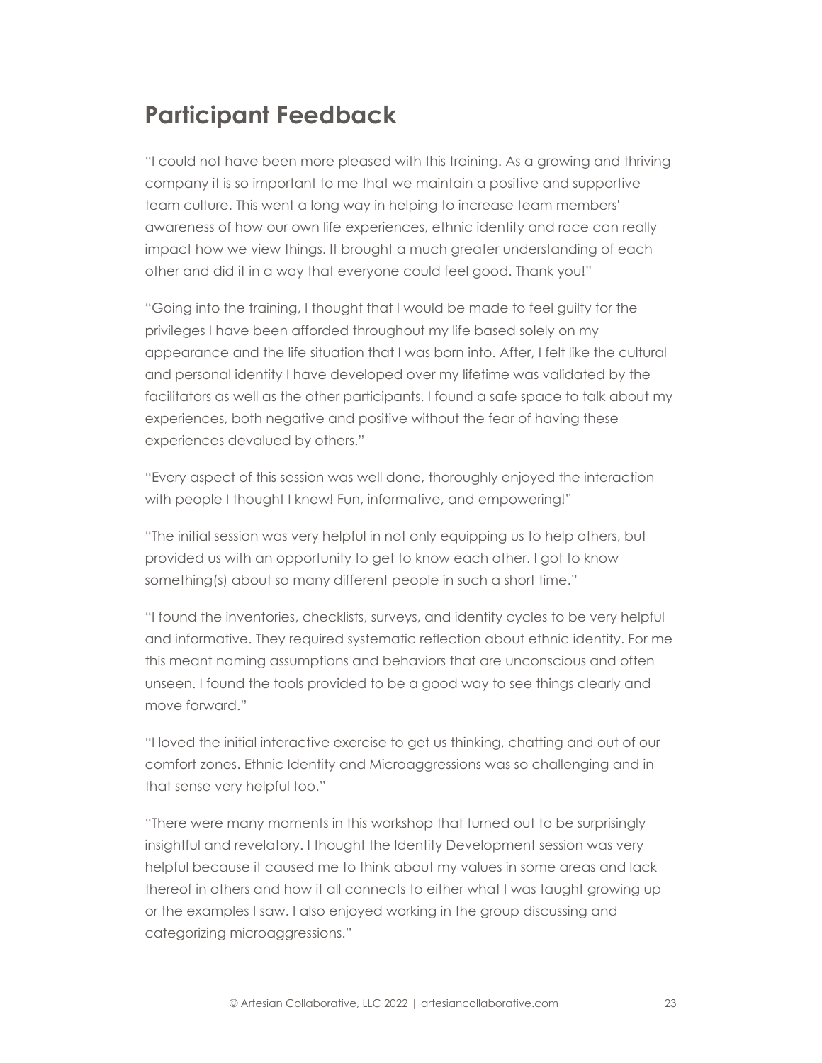## Participant Feedback

"I could not have been more pleased with this training. As a growing and thriving company it is so important to me that we maintain a positive and supportive team culture. This went a long way in helping to increase team members' awareness of how our own life experiences, ethnic identity and race can really impact how we view things. It brought a much greater understanding of each other and did it in a way that everyone could feel good. Thank you!"

"Going into the training, I thought that I would be made to feel guilty for the privileges I have been afforded throughout my life based solely on my appearance and the life situation that I was born into. After, I felt like the cultural and personal identity I have developed over my lifetime was validated by the facilitators as well as the other participants. I found a safe space to talk about my experiences, both negative and positive without the fear of having these experiences devalued by others."

"Every aspect of this session was well done, thoroughly enjoyed the interaction with people I thought I knew! Fun, informative, and empowering!"

"The initial session was very helpful in not only equipping us to help others, but provided us with an opportunity to get to know each other. I got to know something(s) about so many different people in such a short time."

"I found the inventories, checklists, surveys, and identity cycles to be very helpful and informative. They required systematic reflection about ethnic identity. For me this meant naming assumptions and behaviors that are unconscious and often unseen. I found the tools provided to be a good way to see things clearly and move forward."

"I loved the initial interactive exercise to get us thinking, chatting and out of our comfort zones. Ethnic Identity and Microaggressions was so challenging and in that sense very helpful too."

"There were many moments in this workshop that turned out to be surprisingly insightful and revelatory. I thought the Identity Development session was very helpful because it caused me to think about my values in some areas and lack thereof in others and how it all connects to either what I was taught growing up or the examples I saw. I also enjoyed working in the group discussing and categorizing microaggressions."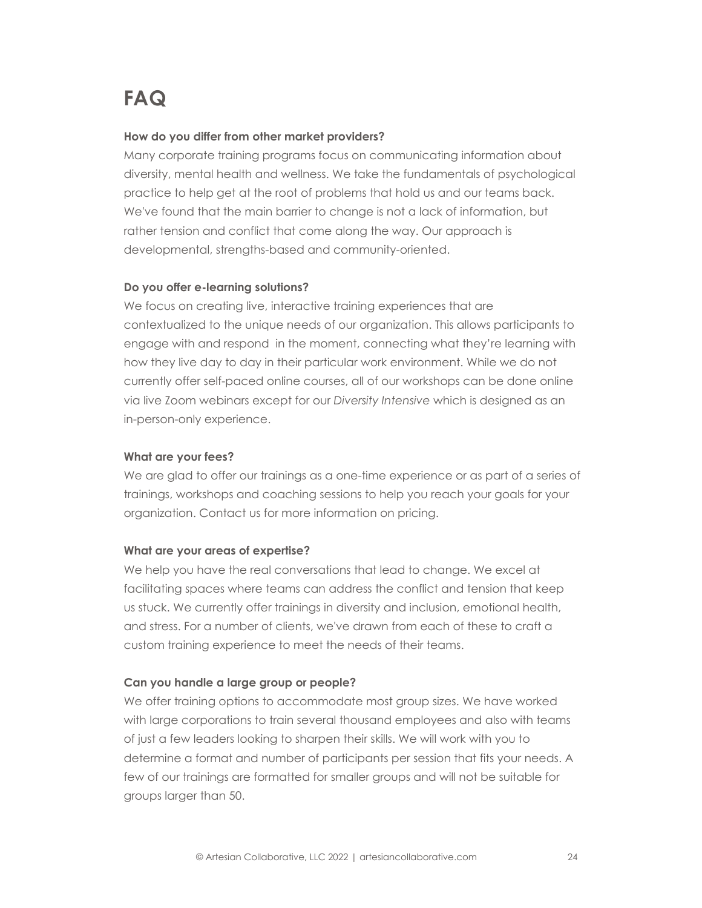# FAQ

**How do you differ from other market providers?**

Many corporate training programs focus on communicating information about diversity, mental health and wellness. We take the fundamentals of psychological practice to help get at the root of problems that hold us and our teams back. We've found that the main barrier to change is not a lack of information, but rather tension and conflict that come along the way. Our approach is developmental, strengths-based and community-oriented.

**Do you offer e-learning solutions?**

We focus on creating live, interactive training experiences that are contextualized to the unique needs of our organization. This allows participants to engage with and respond in the moment, connecting what they're learning with how they live day to day in their particular work environment. While we do not currently offer self-paced online courses, all of our workshops can be done online via live Zoom webinars except for our *Diversity Intensive* which is designed as an in-person-only experience.

**What are your fees?**

We are glad to offer our trainings as a one-time experience or as part of a series of trainings, workshops and coaching sessions to help you reach your goals for your organization. Contact us for more information on pricing.

**What are your areas of expertise?**

We help you have the real conversations that lead to change. We excel at facilitating spaces where teams can address the conflict and tension that keep us stuck. We currently offer trainings in diversity and inclusion, emotional health, and stress. For a number of clients, we've drawn from each of these to craft a custom training experience to meet the needs of their teams.

**Can you handle a large group or people?**

We offer training options to accommodate most group sizes. We have worked with large corporations to train several thousand employees and also with teams of just a few leaders looking to sharpen their skills. We will work with you to determine a format and number of participants per session that fits your needs. A few of our trainings are formatted for smaller groups and will not be suitable for groups larger than 50.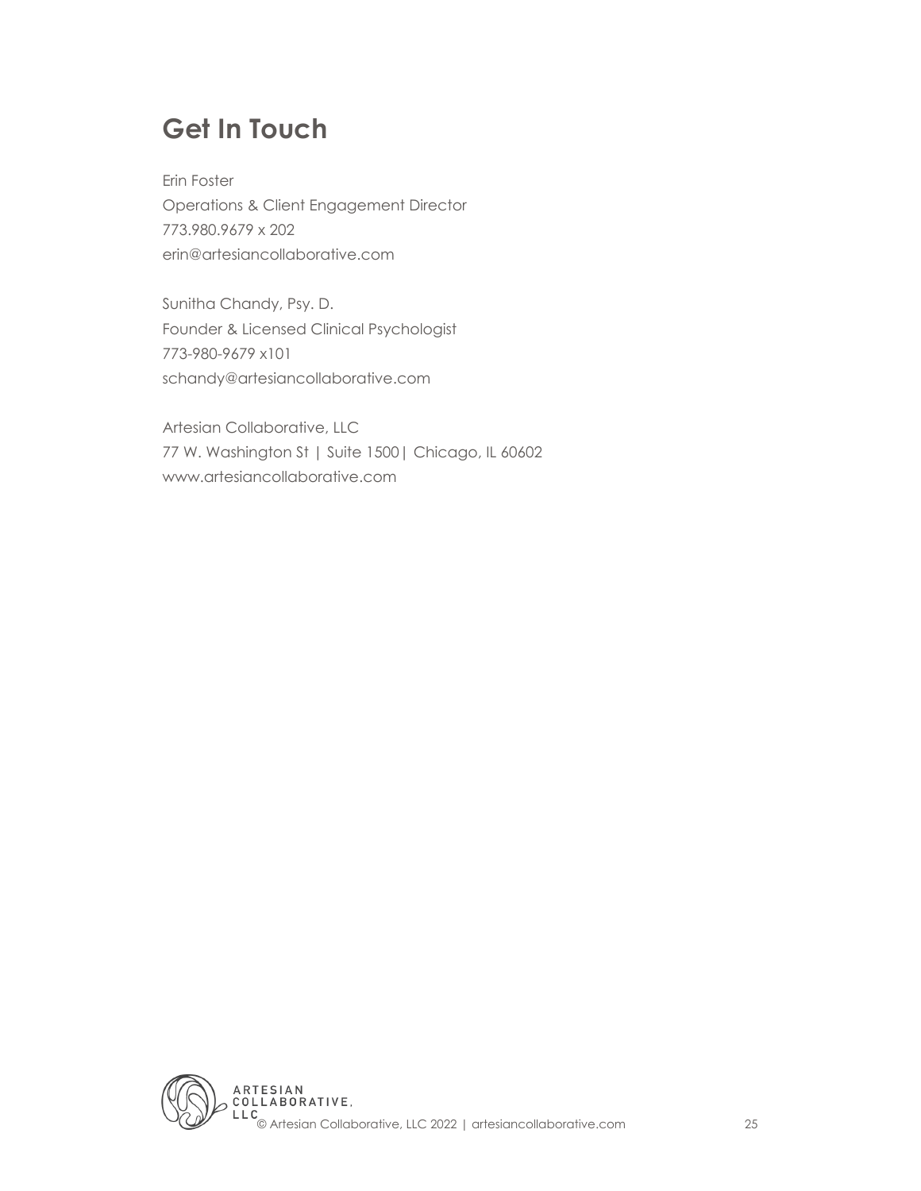## Get In Touch

Erin Foster
Operations & Client Engagement Director
773.980.9679 x 202
erin@artesiancollaborative.com

Sunitha Chandy, Psy. D.
Founder & Licensed Clinical Psychologist
773-980-9679 x101
schandy@artesiancollaborative.com

Artesian Collaborative, LLC
77 W. Washington St | Suite 1500| Chicago, IL 60602
www.artesiancollaborative.com